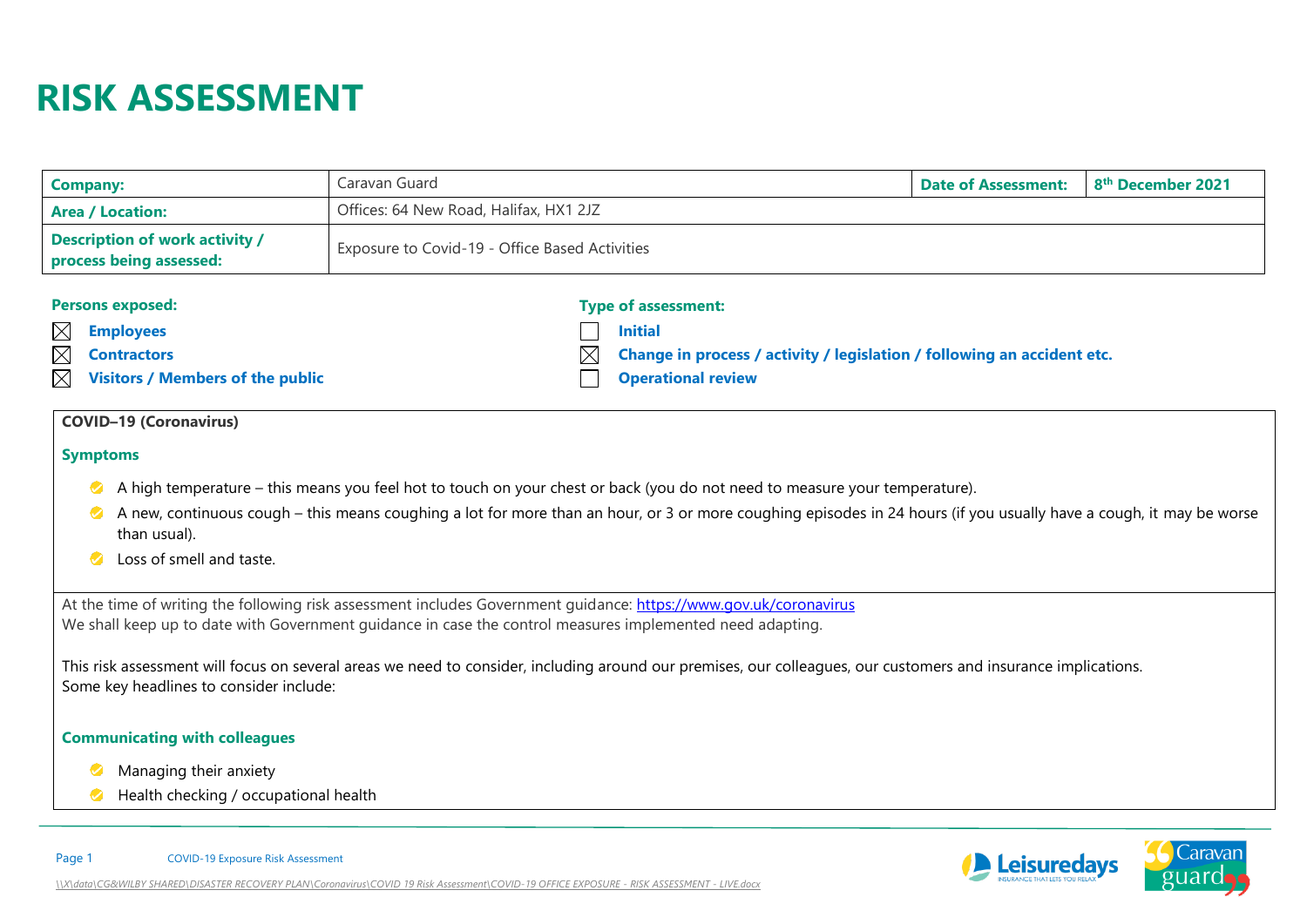# RISK ASSESSMENT

| **Company:** | Caravan Guard | **Date of Assessment:** | **8th December 2021** |
| --- | --- | --- | --- |
| **Area / Location:** | Offices: 64 New Road, Halifax, HX1 2JZ | | |
| **Description of work activity / process being assessed:** | Exposure to Covid-19 - Office Based Activities | | |

**Persons exposed:**

- ☒ **Employees**
- ☒ **Contractors**
- ☒ **Visitors / Members of the public**

**Type of assessment:**

- ☐ **Initial**
- ☒ **Change in process / activity / legislation / following an accident etc.**
- ☐ **Operational review**

**COVID–19 (Coronavirus)**

**Symptoms**

- A high temperature – this means you feel hot to touch on your chest or back (you do not need to measure your temperature).
- A new, continuous cough – this means coughing a lot for more than an hour, or 3 or more coughing episodes in 24 hours (if you usually have a cough, it may be worse than usual).
- Loss of smell and taste.

At the time of writing the following risk assessment includes Government guidance: https://www.gov.uk/coronavirus
We shall keep up to date with Government guidance in case the control measures implemented need adapting.

This risk assessment will focus on several areas we need to consider, including around our premises, our colleagues, our customers and insurance implications.
Some key headlines to consider include:

**Communicating with colleagues**

- Managing their anxiety
- Health checking / occupational health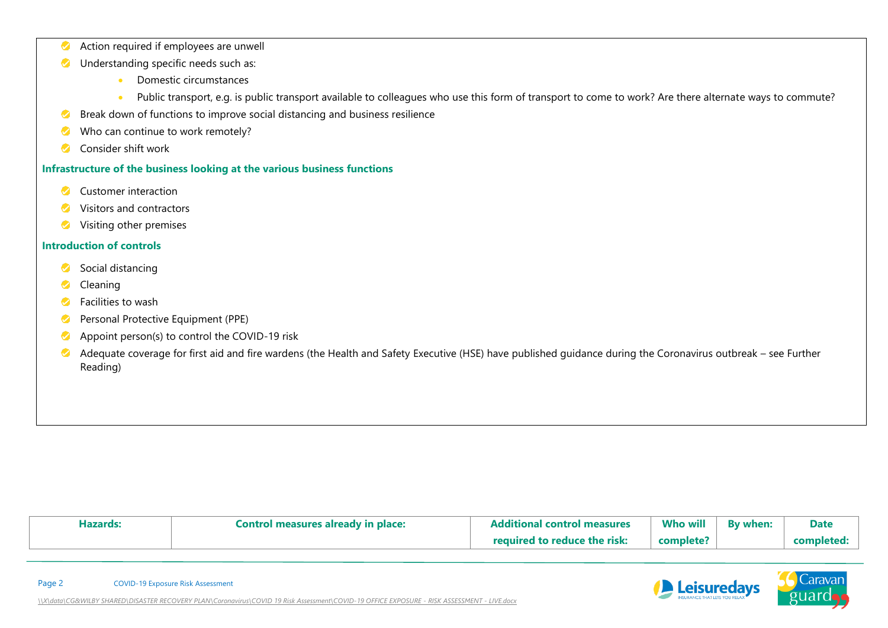- Action required if employees are unwell
- Understanding specific needs such as:
  - Domestic circumstances
  - Public transport, e.g. is public transport available to colleagues who use this form of transport to come to work? Are there alternate ways to commute?
- Break down of functions to improve social distancing and business resilience
- Who can continue to work remotely?
- Consider shift work

**Infrastructure of the business looking at the various business functions**

- Customer interaction
- Visitors and contractors
- Visiting other premises

**Introduction of controls**

- Social distancing
- Cleaning
- Facilities to wash
- Personal Protective Equipment (PPE)
- Appoint person(s) to control the COVID-19 risk
- Adequate coverage for first aid and fire wardens (the Health and Safety Executive (HSE) have published guidance during the Coronavirus outbreak – see Further Reading)

| Hazards: | Control measures already in place: | Additional control measures required to reduce the risk: | Who will complete? | By when: | Date completed: |
|---|---|---|---|---|---|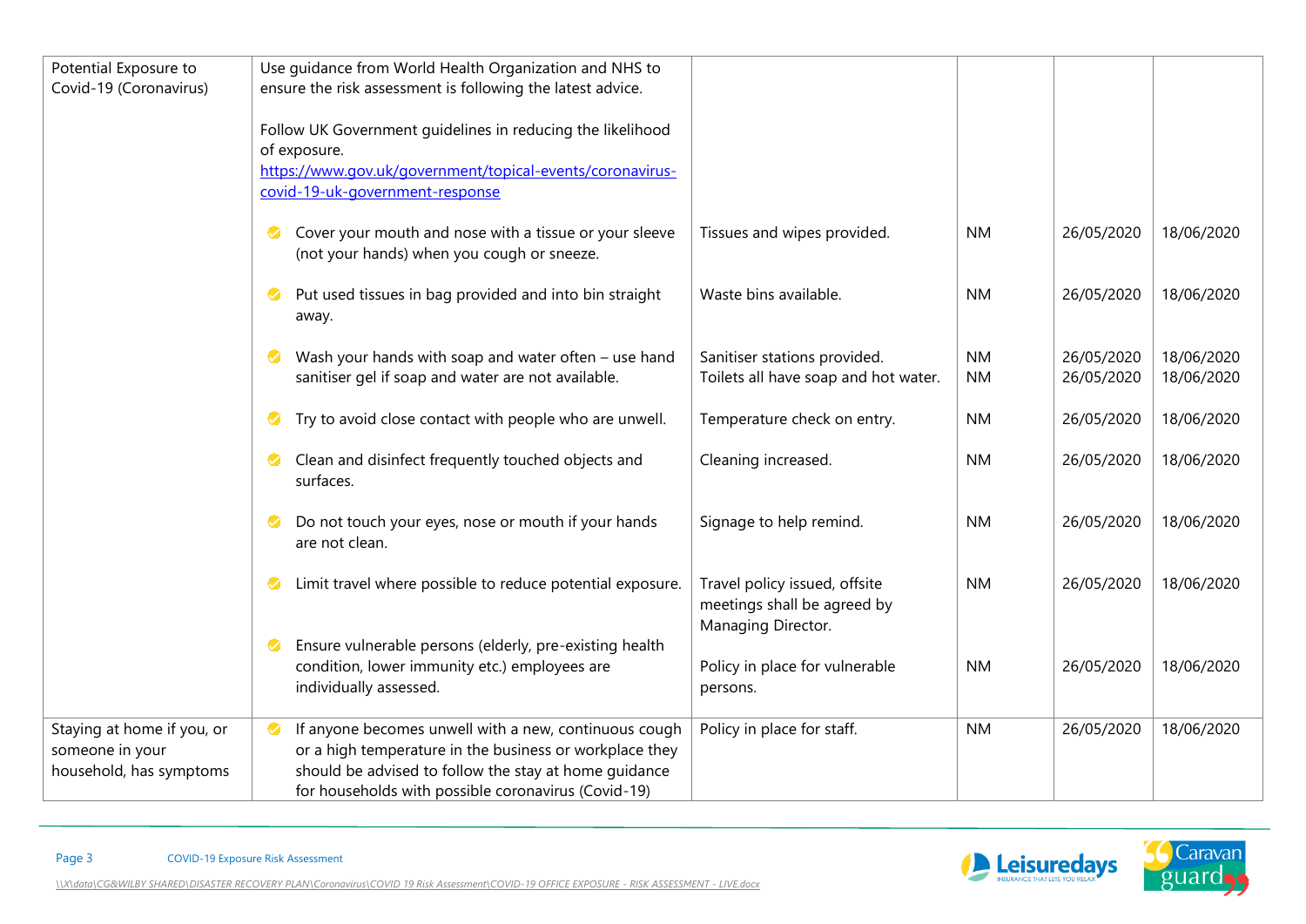| | | | | | |
|---|---|---|---|---|---|
| Potential Exposure to Covid-19 (Coronavirus) | Use guidance from World Health Organization and NHS to ensure the risk assessment is following the latest advice.<br><br>Follow UK Government guidelines in reducing the likelihood of exposure. [https://www.gov.uk/government/topical-events/coronavirus-covid-19-uk-government-response](https://www.gov.uk/government/topical-events/coronavirus-covid-19-uk-government-response) | | | | |
| | • Cover your mouth and nose with a tissue or your sleeve (not your hands) when you cough or sneeze. | Tissues and wipes provided. | NM | 26/05/2020 | 18/06/2020 |
| | • Put used tissues in bag provided and into bin straight away. | Waste bins available. | NM | 26/05/2020 | 18/06/2020 |
| | • Wash your hands with soap and water often – use hand sanitiser gel if soap and water are not available. | Sanitiser stations provided.<br>Toilets all have soap and hot water. | NM<br>NM | 26/05/2020<br>26/05/2020 | 18/06/2020<br>18/06/2020 |
| | • Try to avoid close contact with people who are unwell. | Temperature check on entry. | NM | 26/05/2020 | 18/06/2020 |
| | • Clean and disinfect frequently touched objects and surfaces. | Cleaning increased. | NM | 26/05/2020 | 18/06/2020 |
| | • Do not touch your eyes, nose or mouth if your hands are not clean. | Signage to help remind. | NM | 26/05/2020 | 18/06/2020 |
| | • Limit travel where possible to reduce potential exposure. | Travel policy issued, offsite meetings shall be agreed by Managing Director. | NM | 26/05/2020 | 18/06/2020 |
| | • Ensure vulnerable persons (elderly, pre-existing health condition, lower immunity etc.) employees are individually assessed. | Policy in place for vulnerable persons. | NM | 26/05/2020 | 18/06/2020 |
| Staying at home if you, or someone in your household, has symptoms | • If anyone becomes unwell with a new, continuous cough or a high temperature in the business or workplace they should be advised to follow the stay at home guidance for households with possible coronavirus (Covid-19) | Policy in place for staff. | NM | 26/05/2020 | 18/06/2020 |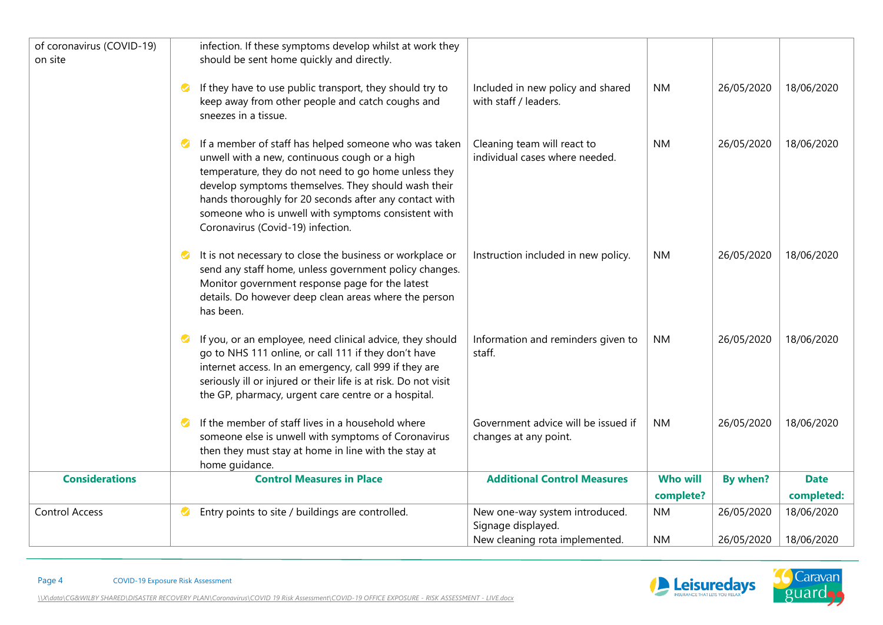| of coronavirus (COVID-19) on site | infection. If these symptoms develop whilst at work they should be sent home quickly and directly. | | | | |
|---|---|---|---|---|---|
| | If they have to use public transport, they should try to keep away from other people and catch coughs and sneezes in a tissue. | Included in new policy and shared with staff / leaders. | NM | 26/05/2020 | 18/06/2020 |
| | If a member of staff has helped someone who was taken unwell with a new, continuous cough or a high temperature, they do not need to go home unless they develop symptoms themselves. They should wash their hands thoroughly for 20 seconds after any contact with someone who is unwell with symptoms consistent with Coronavirus (Covid-19) infection. | Cleaning team will react to individual cases where needed. | NM | 26/05/2020 | 18/06/2020 |
| | It is not necessary to close the business or workplace or send any staff home, unless government policy changes. Monitor government response page for the latest details. Do however deep clean areas where the person has been. | Instruction included in new policy. | NM | 26/05/2020 | 18/06/2020 |
| | If you, or an employee, need clinical advice, they should go to NHS 111 online, or call 111 if they don't have internet access. In an emergency, call 999 if they are seriously ill or injured or their life is at risk. Do not visit the GP, pharmacy, urgent care centre or a hospital. | Information and reminders given to staff. | NM | 26/05/2020 | 18/06/2020 |
| | If the member of staff lives in a household where someone else is unwell with symptoms of Coronavirus then they must stay at home in line with the stay at home guidance. | Government advice will be issued if changes at any point. | NM | 26/05/2020 | 18/06/2020 |

| Considerations | Control Measures in Place | Additional Control Measures | Who will complete? | By when? | Date completed: |
|---|---|---|---|---|---|
| Control Access | Entry points to site / buildings are controlled. | New one-way system introduced. Signage displayed. | NM | 26/05/2020 | 18/06/2020 |
| | | New cleaning rota implemented. | NM | 26/05/2020 | 18/06/2020 |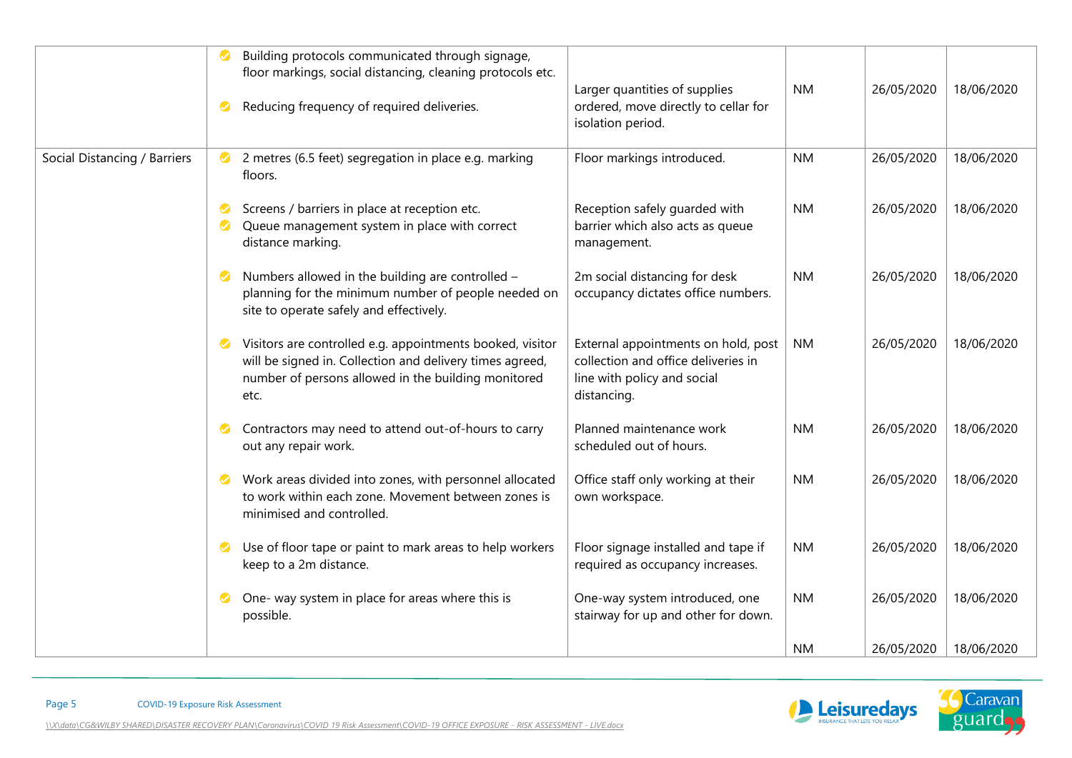| | | | | | |
|---|---|---|---|---|---|
| | Building protocols communicated through signage, floor markings, social distancing, cleaning protocols etc.<br><br>Reducing frequency of required deliveries. | Larger quantities of supplies ordered, move directly to cellar for isolation period. | NM | 26/05/2020 | 18/06/2020 |
| Social Distancing / Barriers | 2 metres (6.5 feet) segregation in place e.g. marking floors. | Floor markings introduced. | NM | 26/05/2020 | 18/06/2020 |
| | Screens / barriers in place at reception etc.<br>Queue management system in place with correct distance marking. | Reception safely guarded with barrier which also acts as queue management. | NM | 26/05/2020 | 18/06/2020 |
| | Numbers allowed in the building are controlled – planning for the minimum number of people needed on site to operate safely and effectively. | 2m social distancing for desk occupancy dictates office numbers. | NM | 26/05/2020 | 18/06/2020 |
| | Visitors are controlled e.g. appointments booked, visitor will be signed in. Collection and delivery times agreed, number of persons allowed in the building monitored etc. | External appointments on hold, post collection and office deliveries in line with policy and social distancing. | NM | 26/05/2020 | 18/06/2020 |
| | Contractors may need to attend out-of-hours to carry out any repair work. | Planned maintenance work scheduled out of hours. | NM | 26/05/2020 | 18/06/2020 |
| | Work areas divided into zones, with personnel allocated to work within each zone. Movement between zones is minimised and controlled. | Office staff only working at their own workspace. | NM | 26/05/2020 | 18/06/2020 |
| | Use of floor tape or paint to mark areas to help workers keep to a 2m distance. | Floor signage installed and tape if required as occupancy increases. | NM | 26/05/2020 | 18/06/2020 |
| | One- way system in place for areas where this is possible. | One-way system introduced, one stairway for up and other for down. | NM | 26/05/2020 | 18/06/2020 |
| | | | NM | 26/05/2020 | 18/06/2020 |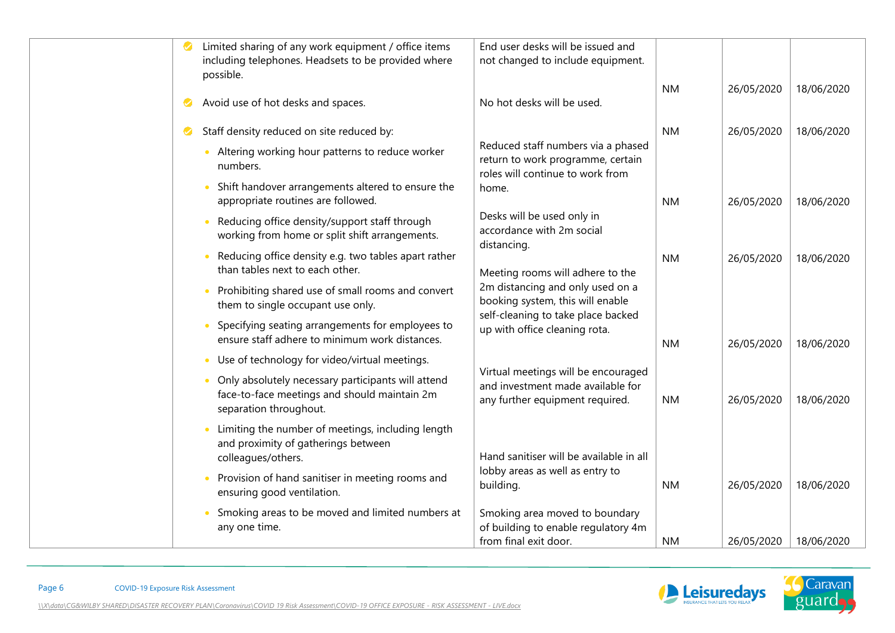| | | | | | |
|---|---|---|---|---|---|
| | ✔ Limited sharing of any work equipment / office items including telephones. Headsets to be provided where possible. | End user desks will be issued and not changed to include equipment. | NM | 26/05/2020 | 18/06/2020 |
| | ✔ Avoid use of hot desks and spaces. | No hot desks will be used. | | | |
| | ✔ Staff density reduced on site reduced by:<br>• Altering working hour patterns to reduce worker numbers.<br>• Shift handover arrangements altered to ensure the appropriate routines are followed. | Reduced staff numbers via a phased return to work programme, certain roles will continue to work from home. | NM | 26/05/2020 | 18/06/2020 |
| | • Reducing office density/support staff through working from home or split shift arrangements. | Desks will be used only in accordance with 2m social distancing. | NM | 26/05/2020 | 18/06/2020 |
| | • Reducing office density e.g. two tables apart rather than tables next to each other.<br>• Prohibiting shared use of small rooms and convert them to single occupant use only.<br>• Specifying seating arrangements for employees to ensure staff adhere to minimum work distances. | Meeting rooms will adhere to the 2m distancing and only used on a booking system, this will enable self-cleaning to take place backed up with office cleaning rota. | NM | 26/05/2020 | 18/06/2020 |
| | • Use of technology for video/virtual meetings. | | NM | 26/05/2020 | 18/06/2020 |
| | • Only absolutely necessary participants will attend face-to-face meetings and should maintain 2m separation throughout.<br>• Limiting the number of meetings, including length and proximity of gatherings between colleagues/others. | Virtual meetings will be encouraged and investment made available for any further equipment required. | NM | 26/05/2020 | 18/06/2020 |
| | • Provision of hand sanitiser in meeting rooms and ensuring good ventilation. | Hand sanitiser will be available in all lobby areas as well as entry to building. | NM | 26/05/2020 | 18/06/2020 |
| | • Smoking areas to be moved and limited numbers at any one time. | Smoking area moved to boundary of building to enable regulatory 4m from final exit door. | NM | 26/05/2020 | 18/06/2020 |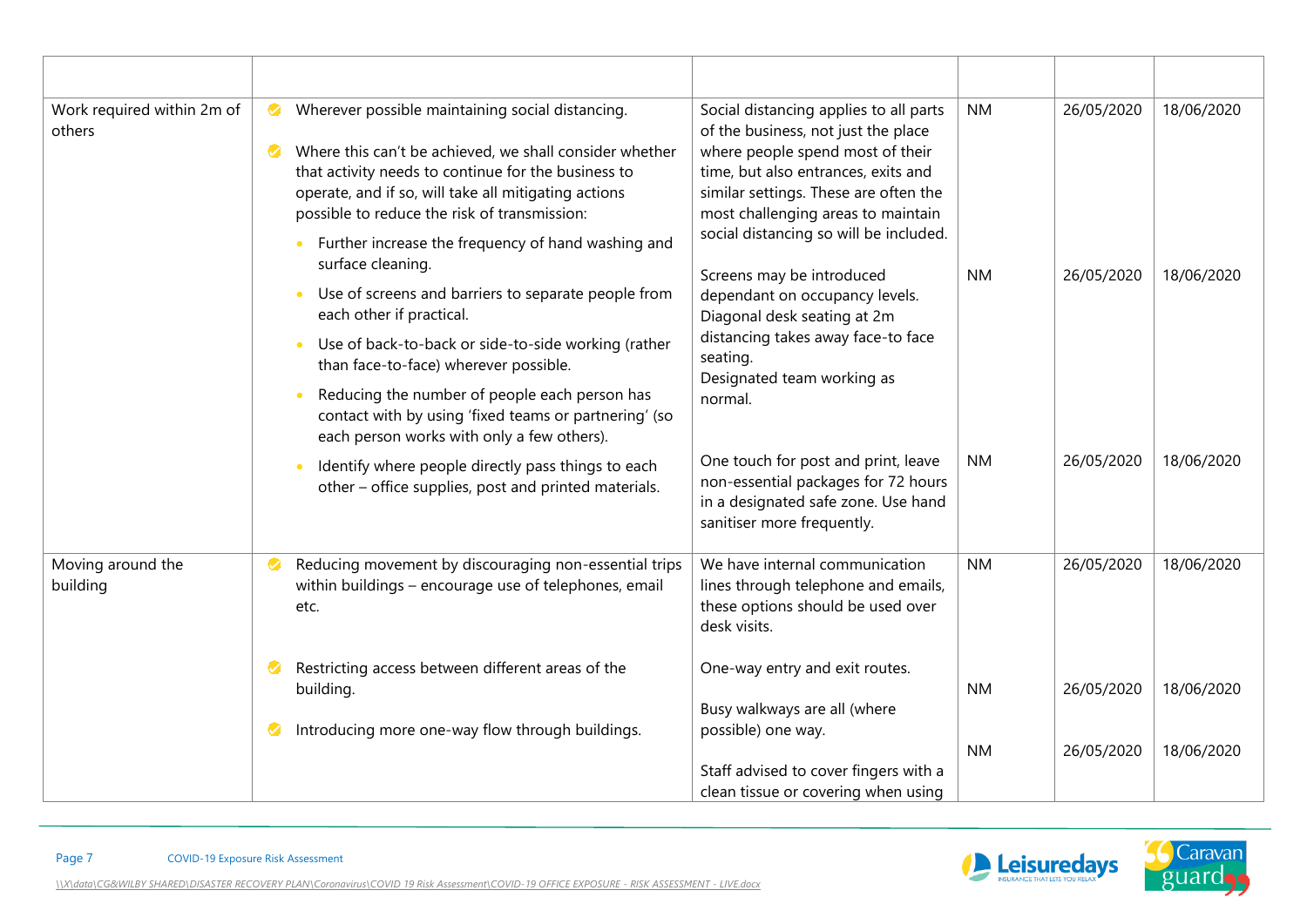| | | | | | |
|---|---|---|---|---|---|
| Work required within 2m of others | Wherever possible maintaining social distancing.<br><br>Where this can't be achieved, we shall consider whether that activity needs to continue for the business to operate, and if so, will take all mitigating actions possible to reduce the risk of transmission:<br>• Further increase the frequency of hand washing and surface cleaning.<br>• Use of screens and barriers to separate people from each other if practical.<br>• Use of back-to-back or side-to-side working (rather than face-to-face) wherever possible.<br>• Reducing the number of people each person has contact with by using 'fixed teams or partnering' (so each person works with only a few others). | Social distancing applies to all parts of the business, not just the place where people spend most of their time, but also entrances, exits and similar settings. These are often the most challenging areas to maintain social distancing so will be included.<br><br>Screens may be introduced dependant on occupancy levels. Diagonal desk seating at 2m distancing takes away face-to face seating.<br>Designated team working as normal. | NM<br><br>NM | 26/05/2020<br><br>26/05/2020 | 18/06/2020<br><br>18/06/2020 |
| | • Identify where people directly pass things to each other – office supplies, post and printed materials. | One touch for post and print, leave non-essential packages for 72 hours in a designated safe zone. Use hand sanitiser more frequently. | NM | 26/05/2020 | 18/06/2020 |
| Moving around the building | Reducing movement by discouraging non-essential trips within buildings – encourage use of telephones, email etc. | We have internal communication lines through telephone and emails, these options should be used over desk visits. | NM | 26/05/2020 | 18/06/2020 |
| | Restricting access between different areas of the building. | One-way entry and exit routes. | NM | 26/05/2020 | 18/06/2020 |
| | Introducing more one-way flow through buildings. | Busy walkways are all (where possible) one way.<br><br>Staff advised to cover fingers with a clean tissue or covering when using | NM | 26/05/2020 | 18/06/2020 |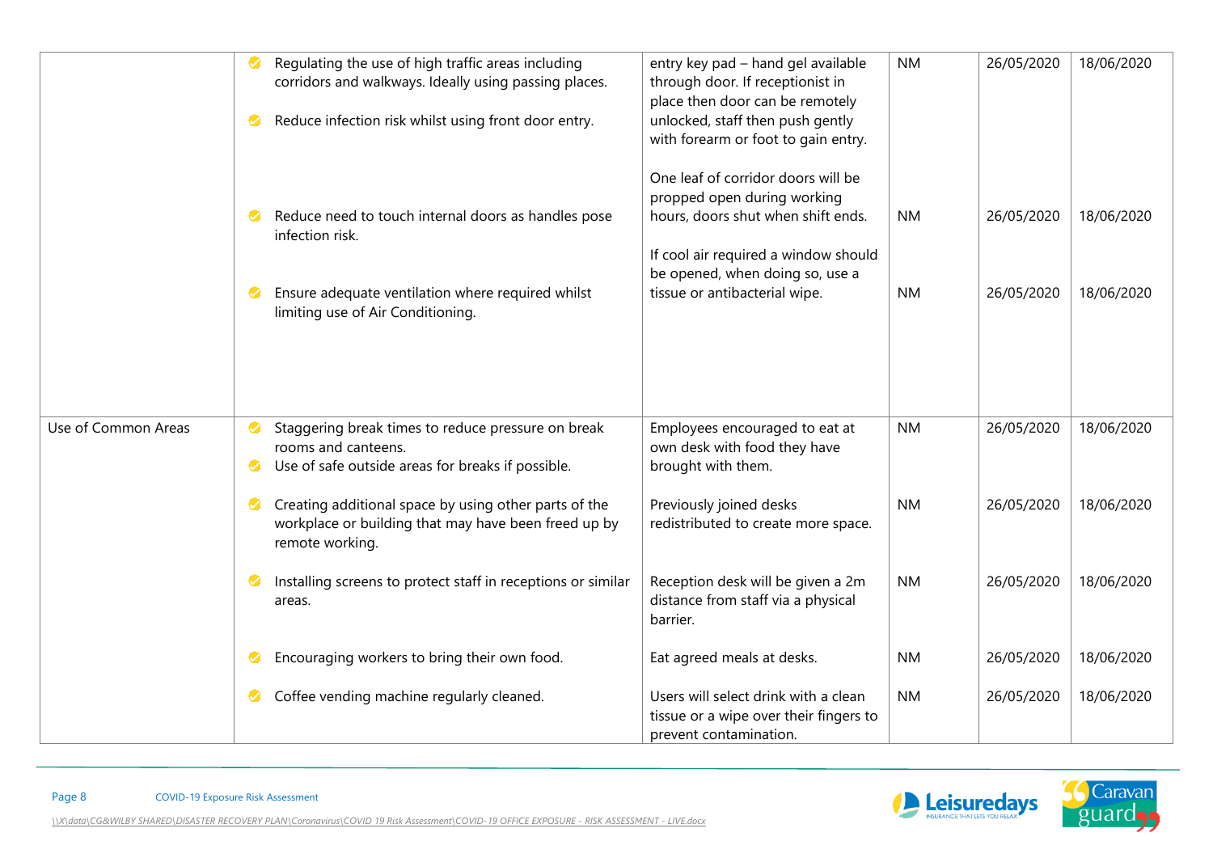| | | | | | |
|---|---|---|---|---|---|
| | Regulating the use of high traffic areas including corridors and walkways. Ideally using passing places.<br><br>Reduce infection risk whilst using front door entry. | entry key pad – hand gel available through door. If receptionist in place then door can be remotely unlocked, staff then push gently with forearm or foot to gain entry. | NM | 26/05/2020 | 18/06/2020 |
| | Reduce need to touch internal doors as handles pose infection risk. | One leaf of corridor doors will be propped open during working hours, doors shut when shift ends. | NM | 26/05/2020 | 18/06/2020 |
| | Ensure adequate ventilation where required whilst limiting use of Air Conditioning. | If cool air required a window should be opened, when doing so, use a tissue or antibacterial wipe. | NM | 26/05/2020 | 18/06/2020 |
| Use of Common Areas | Staggering break times to reduce pressure on break rooms and canteens.<br><br>Use of safe outside areas for breaks if possible. | Employees encouraged to eat at own desk with food they have brought with them. | NM | 26/05/2020 | 18/06/2020 |
| | Creating additional space by using other parts of the workplace or building that may have been freed up by remote working. | Previously joined desks redistributed to create more space. | NM | 26/05/2020 | 18/06/2020 |
| | Installing screens to protect staff in receptions or similar areas. | Reception desk will be given a 2m distance from staff via a physical barrier. | NM | 26/05/2020 | 18/06/2020 |
| | Encouraging workers to bring their own food. | Eat agreed meals at desks. | NM | 26/05/2020 | 18/06/2020 |
| | Coffee vending machine regularly cleaned. | Users will select drink with a clean tissue or a wipe over their fingers to prevent contamination. | NM | 26/05/2020 | 18/06/2020 |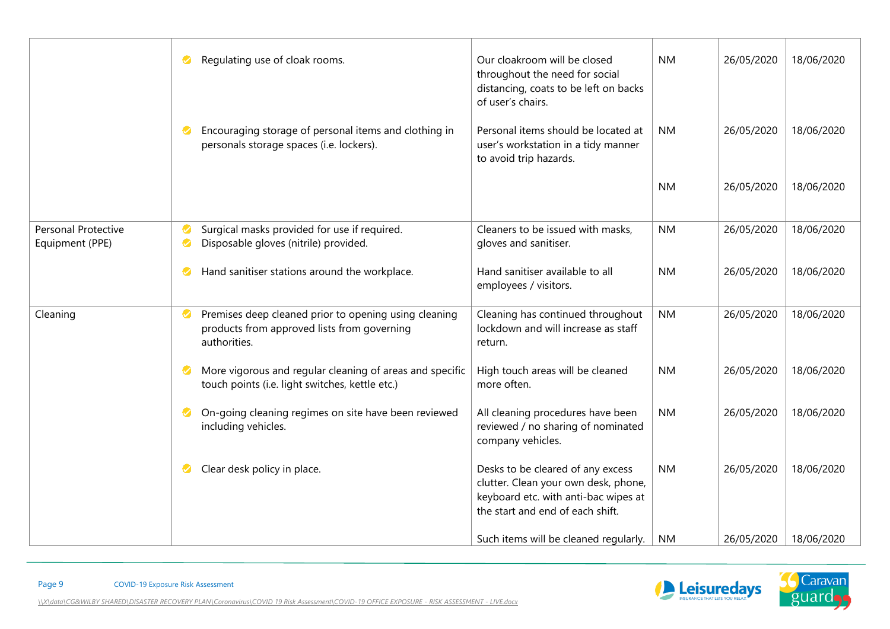| | | | | | |
|---|---|---|---|---|---|
| | Regulating use of cloak rooms. | Our cloakroom will be closed throughout the need for social distancing, coats to be left on backs of user's chairs. | NM | 26/05/2020 | 18/06/2020 |
| | Encouraging storage of personal items and clothing in personals storage spaces (i.e. lockers). | Personal items should be located at user's workstation in a tidy manner to avoid trip hazards. | NM | 26/05/2020 | 18/06/2020 |
| | | | NM | 26/05/2020 | 18/06/2020 |
| Personal Protective Equipment (PPE) | Surgical masks provided for use if required.<br>Disposable gloves (nitrile) provided. | Cleaners to be issued with masks, gloves and sanitiser. | NM | 26/05/2020 | 18/06/2020 |
| | Hand sanitiser stations around the workplace. | Hand sanitiser available to all employees / visitors. | NM | 26/05/2020 | 18/06/2020 |
| Cleaning | Premises deep cleaned prior to opening using cleaning products from approved lists from governing authorities. | Cleaning has continued throughout lockdown and will increase as staff return. | NM | 26/05/2020 | 18/06/2020 |
| | More vigorous and regular cleaning of areas and specific touch points (i.e. light switches, kettle etc.) | High touch areas will be cleaned more often. | NM | 26/05/2020 | 18/06/2020 |
| | On-going cleaning regimes on site have been reviewed including vehicles. | All cleaning procedures have been reviewed / no sharing of nominated company vehicles. | NM | 26/05/2020 | 18/06/2020 |
| | Clear desk policy in place. | Desks to be cleared of any excess clutter. Clean your own desk, phone, keyboard etc. with anti-bac wipes at the start and end of each shift. | NM | 26/05/2020 | 18/06/2020 |
| | | Such items will be cleaned regularly. | NM | 26/05/2020 | 18/06/2020 |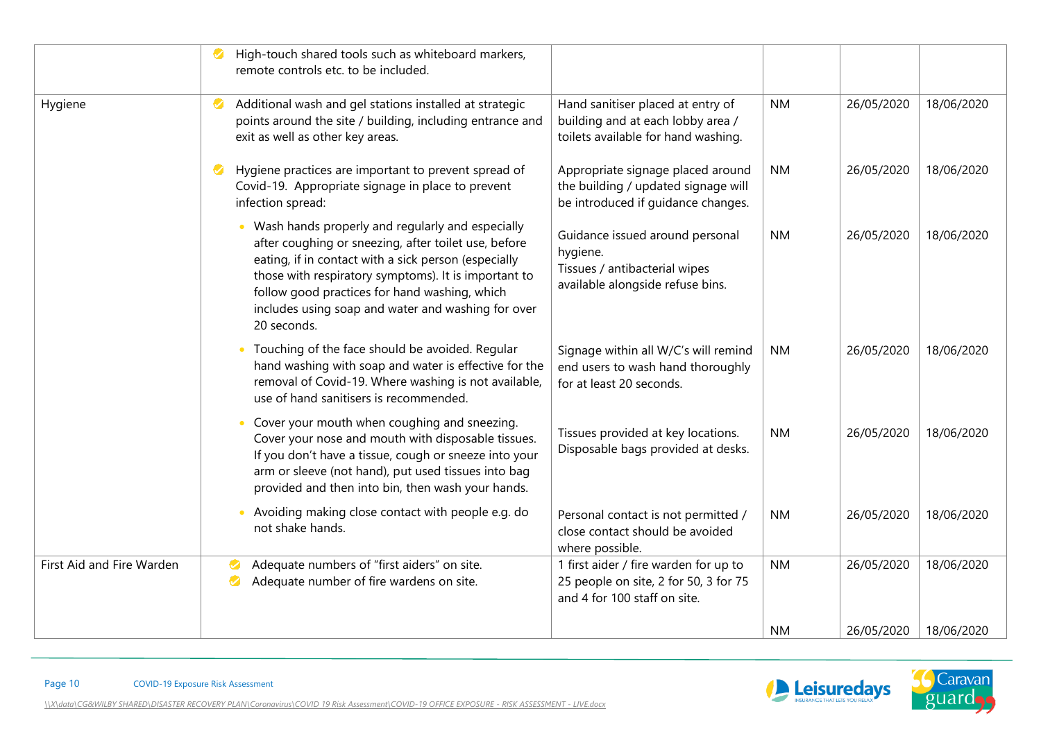| | | | | | |
|---|---|---|---|---|---|
| | High-touch shared tools such as whiteboard markers, remote controls etc. to be included. | | | | |
| Hygiene | Additional wash and gel stations installed at strategic points around the site / building, including entrance and exit as well as other key areas. | Hand sanitiser placed at entry of building and at each lobby area / toilets available for hand washing. | NM | 26/05/2020 | 18/06/2020 |
| | Hygiene practices are important to prevent spread of Covid-19. Appropriate signage in place to prevent infection spread: | Appropriate signage placed around the building / updated signage will be introduced if guidance changes. | NM | 26/05/2020 | 18/06/2020 |
| | • Wash hands properly and regularly and especially after coughing or sneezing, after toilet use, before eating, if in contact with a sick person (especially those with respiratory symptoms). It is important to follow good practices for hand washing, which includes using soap and water and washing for over 20 seconds. | Guidance issued around personal hygiene. Tissues / antibacterial wipes available alongside refuse bins. | NM | 26/05/2020 | 18/06/2020 |
| | • Touching of the face should be avoided. Regular hand washing with soap and water is effective for the removal of Covid-19. Where washing is not available, use of hand sanitisers is recommended. | Signage within all W/C's will remind end users to wash hand thoroughly for at least 20 seconds. | NM | 26/05/2020 | 18/06/2020 |
| | • Cover your mouth when coughing and sneezing. Cover your nose and mouth with disposable tissues. If you don't have a tissue, cough or sneeze into your arm or sleeve (not hand), put used tissues into bag provided and then into bin, then wash your hands. | Tissues provided at key locations. Disposable bags provided at desks. | NM | 26/05/2020 | 18/06/2020 |
| | • Avoiding making close contact with people e.g. do not shake hands. | Personal contact is not permitted / close contact should be avoided where possible. | NM | 26/05/2020 | 18/06/2020 |
| First Aid and Fire Warden | Adequate numbers of "first aiders" on site. | 1 first aider / fire warden for up to 25 people on site, 2 for 50, 3 for 75 and 4 for 100 staff on site. | NM | 26/05/2020 | 18/06/2020 |
| | Adequate number of fire wardens on site. | | NM | 26/05/2020 | 18/06/2020 |

COVID-19 Exposure Risk Assessment

\\X\data\CG&WILBY SHARED\DISASTER RECOVERY PLAN\Coronavirus\COVID 19 Risk Assessment\COVID-19 OFFICE EXPOSURE - RISK ASSESSMENT - LIVE.docx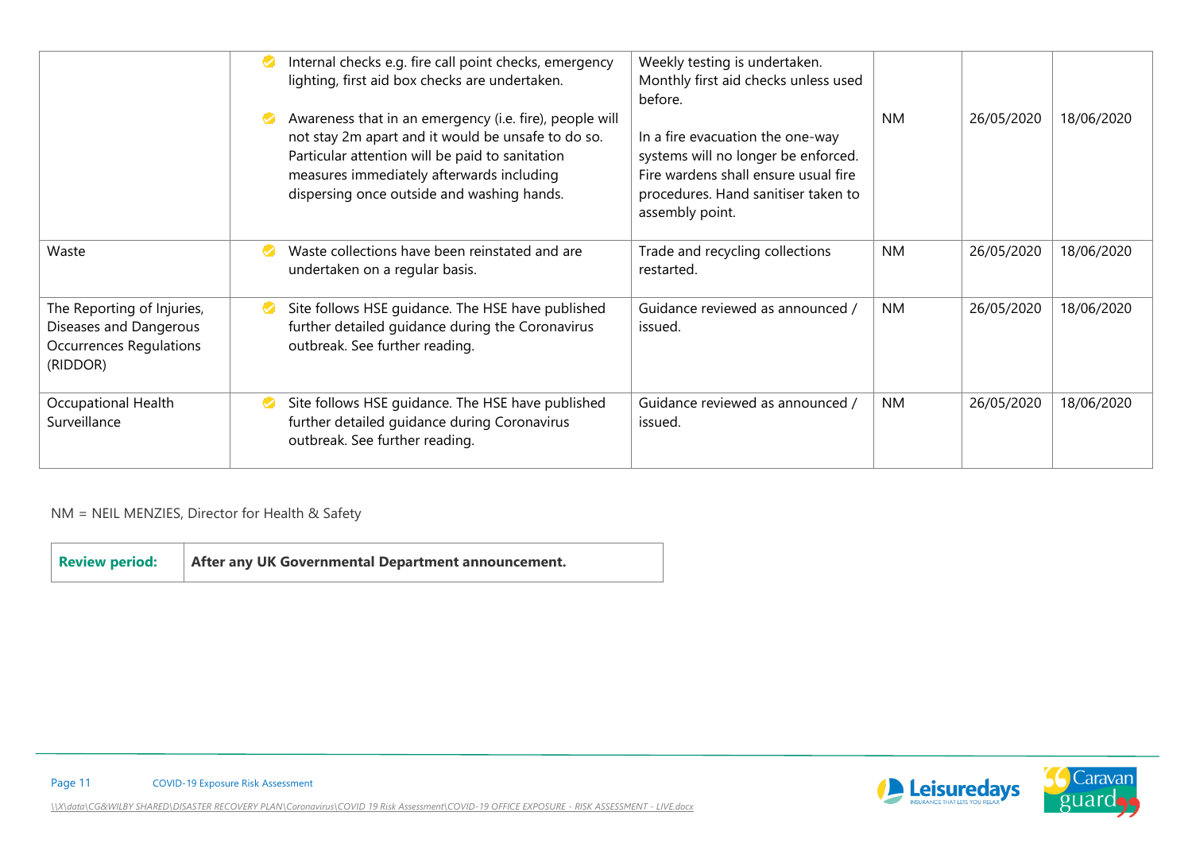| | | | | | |
|---|---|---|---|---|---|
| | Internal checks e.g. fire call point checks, emergency lighting, first aid box checks are undertaken.<br><br>Awareness that in an emergency (i.e. fire), people will not stay 2m apart and it would be unsafe to do so. Particular attention will be paid to sanitation measures immediately afterwards including dispersing once outside and washing hands. | Weekly testing is undertaken. Monthly first aid checks unless used before.<br><br>In a fire evacuation the one-way systems will no longer be enforced. Fire wardens shall ensure usual fire procedures. Hand sanitiser taken to assembly point. | NM | 26/05/2020 | 18/06/2020 |
| Waste | Waste collections have been reinstated and are undertaken on a regular basis. | Trade and recycling collections restarted. | NM | 26/05/2020 | 18/06/2020 |
| The Reporting of Injuries, Diseases and Dangerous Occurrences Regulations (RIDDOR) | Site follows HSE guidance. The HSE have published further detailed guidance during the Coronavirus outbreak. See further reading. | Guidance reviewed as announced / issued. | NM | 26/05/2020 | 18/06/2020 |
| Occupational Health Surveillance | Site follows HSE guidance. The HSE have published further detailed guidance during Coronavirus outbreak. See further reading. | Guidance reviewed as announced / issued. | NM | 26/05/2020 | 18/06/2020 |

NM = NEIL MENZIES, Director for Health & Safety

| **Review period:** | **After any UK Governmental Department announcement.** |
|---|---|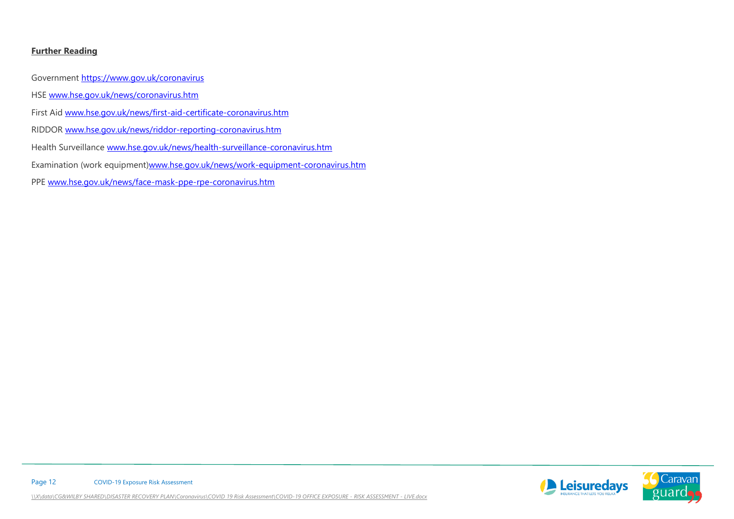**Further Reading**

Government https://www.gov.uk/coronavirus

HSE www.hse.gov.uk/news/coronavirus.htm

First Aid www.hse.gov.uk/news/first-aid-certificate-coronavirus.htm

RIDDOR www.hse.gov.uk/news/riddor-reporting-coronavirus.htm

Health Surveillance www.hse.gov.uk/news/health-surveillance-coronavirus.htm

Examination (work equipment)www.hse.gov.uk/news/work-equipment-coronavirus.htm

PPE www.hse.gov.uk/news/face-mask-ppe-rpe-coronavirus.htm